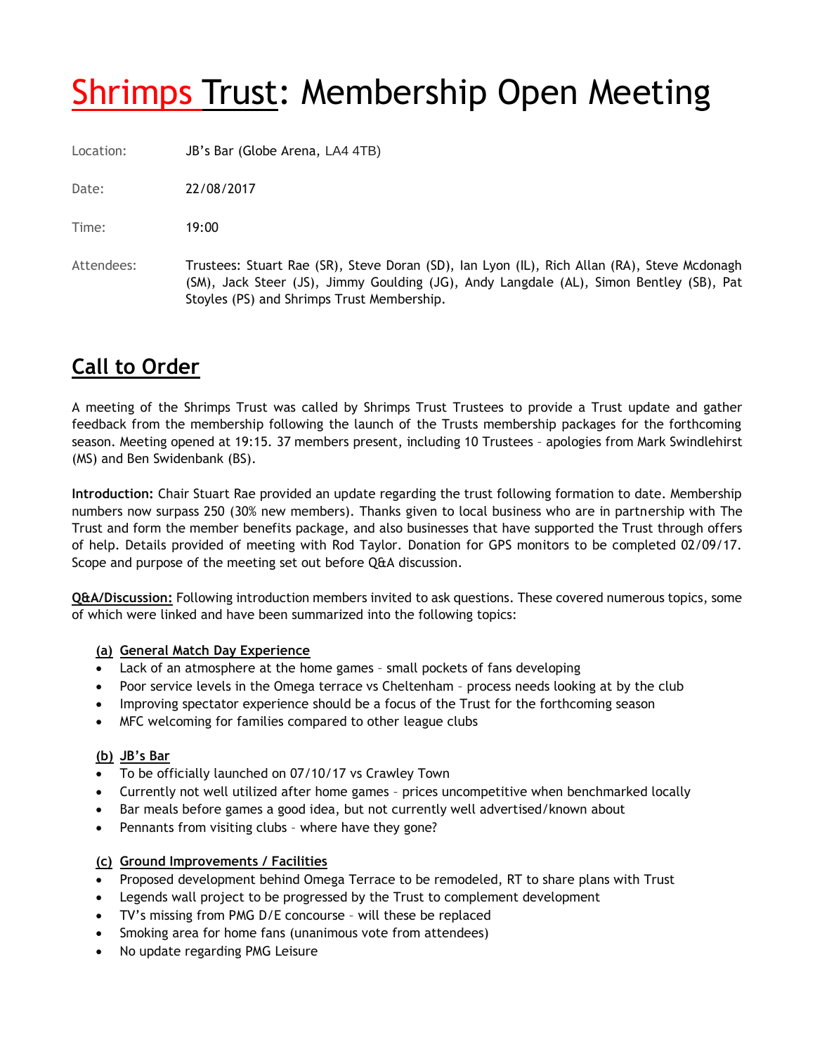# Shrimps Trust: Membership Open Meeting

Location: JB's Bar (Globe Arena, LA4 4TB)

Date: 22/08/2017

Time: 19:00

Attendees: Trustees: Stuart Rae (SR), Steve Doran (SD), Ian Lyon (IL), Rich Allan (RA), Steve Mcdonagh (SM), Jack Steer (JS), Jimmy Goulding (JG), Andy Langdale (AL), Simon Bentley (SB), Pat Stoyles (PS) and Shrimps Trust Membership.

## Call to Order

A meeting of the Shrimps Trust was called by Shrimps Trust Trustees to provide a Trust update and gather feedback from the membership following the launch of the Trusts membership packages for the forthcoming season. Meeting opened at 19:15. 37 members present, including 10 Trustees – apologies from Mark Swindlehirst (MS) and Ben Swidenbank (BS).

**Introduction:** Chair Stuart Rae provided an update regarding the trust following formation to date. Membership numbers now surpass 250 (30% new members). Thanks given to local business who are in partnership with The Trust and form the member benefits package, and also businesses that have supported the Trust through offers of help. Details provided of meeting with Rod Taylor. Donation for GPS monitors to be completed 02/09/17. Scope and purpose of the meeting set out before Q&A discussion.

**Q&A/Discussion:** Following introduction members invited to ask questions. These covered numerous topics, some of which were linked and have been summarized into the following topics:

**(a) General Match Day Experience**

- Lack of an atmosphere at the home games – small pockets of fans developing
- Poor service levels in the Omega terrace vs Cheltenham – process needs looking at by the club
- Improving spectator experience should be a focus of the Trust for the forthcoming season
- MFC welcoming for families compared to other league clubs

**(b) JB's Bar**

- To be officially launched on 07/10/17 vs Crawley Town
- Currently not well utilized after home games – prices uncompetitive when benchmarked locally
- Bar meals before games a good idea, but not currently well advertised/known about
- Pennants from visiting clubs – where have they gone?

**(c) Ground Improvements / Facilities**

- Proposed development behind Omega Terrace to be remodeled, RT to share plans with Trust
- Legends wall project to be progressed by the Trust to complement development
- TV's missing from PMG D/E concourse – will these be replaced
- Smoking area for home fans (unanimous vote from attendees)
- No update regarding PMG Leisure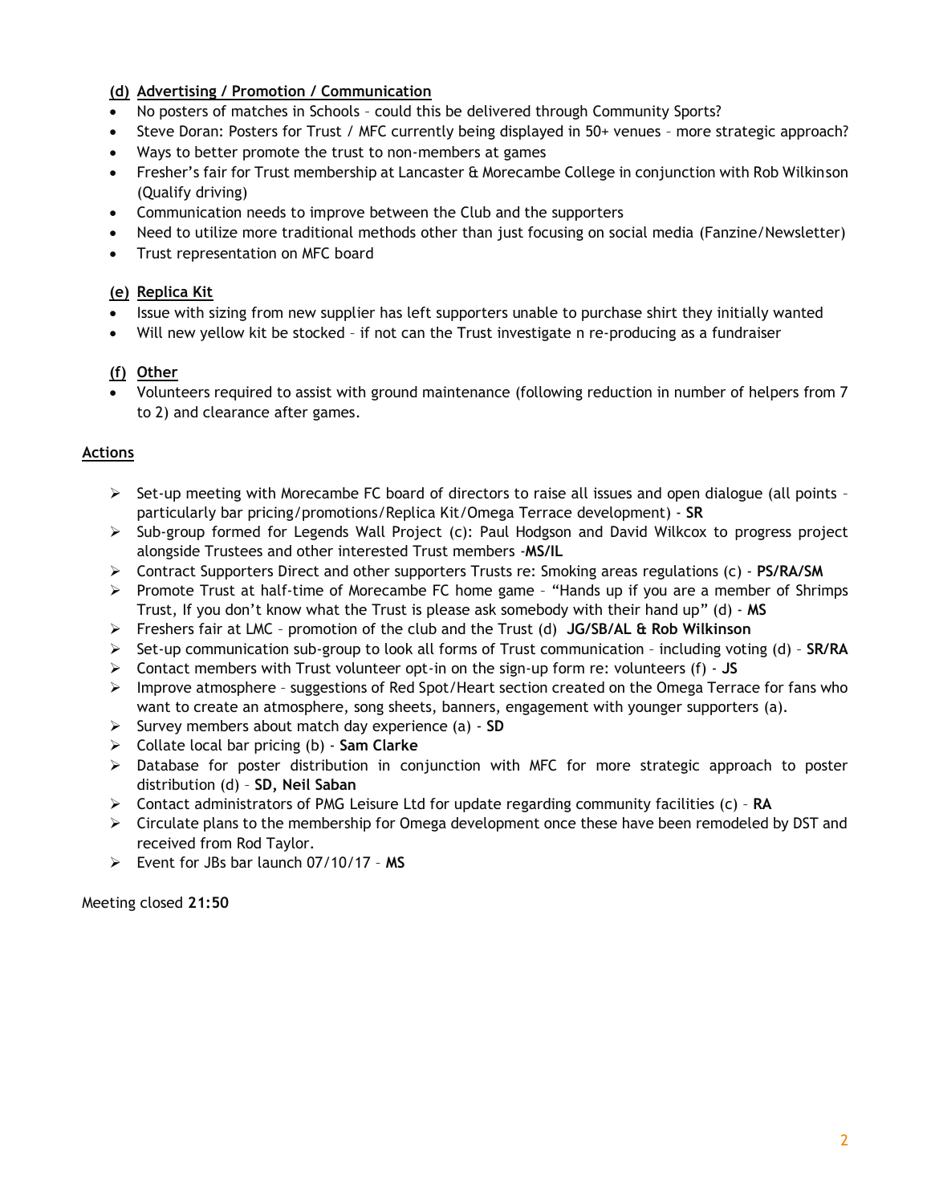**(d) Advertising / Promotion / Communication**

- No posters of matches in Schools – could this be delivered through Community Sports?
- Steve Doran: Posters for Trust / MFC currently being displayed in 50+ venues – more strategic approach?
- Ways to better promote the trust to non-members at games
- Fresher's fair for Trust membership at Lancaster & Morecambe College in conjunction with Rob Wilkinson (Qualify driving)
- Communication needs to improve between the Club and the supporters
- Need to utilize more traditional methods other than just focusing on social media (Fanzine/Newsletter)
- Trust representation on MFC board

**(e) Replica Kit**

- Issue with sizing from new supplier has left supporters unable to purchase shirt they initially wanted
- Will new yellow kit be stocked – if not can the Trust investigate n re-producing as a fundraiser

**(f) Other**

- Volunteers required to assist with ground maintenance (following reduction in number of helpers from 7 to 2) and clearance after games.

**Actions**

- Set-up meeting with Morecambe FC board of directors to raise all issues and open dialogue (all points – particularly bar pricing/promotions/Replica Kit/Omega Terrace development) - **SR**
- Sub-group formed for Legends Wall Project (c): Paul Hodgson and David Wilkcox to progress project alongside Trustees and other interested Trust members -**MS/IL**
- Contract Supporters Direct and other supporters Trusts re: Smoking areas regulations (c) - **PS/RA/SM**
- Promote Trust at half-time of Morecambe FC home game – "Hands up if you are a member of Shrimps Trust, If you don't know what the Trust is please ask somebody with their hand up" (d) - **MS**
- Freshers fair at LMC – promotion of the club and the Trust (d) **JG/SB/AL & Rob Wilkinson**
- Set-up communication sub-group to look all forms of Trust communication – including voting (d) – **SR/RA**
- Contact members with Trust volunteer opt-in on the sign-up form re: volunteers (f) - **JS**
- Improve atmosphere – suggestions of Red Spot/Heart section created on the Omega Terrace for fans who want to create an atmosphere, song sheets, banners, engagement with younger supporters (a).
- Survey members about match day experience (a) - **SD**
- Collate local bar pricing (b) - **Sam Clarke**
- Database for poster distribution in conjunction with MFC for more strategic approach to poster distribution (d) – **SD, Neil Saban**
- Contact administrators of PMG Leisure Ltd for update regarding community facilities (c) – **RA**
- Circulate plans to the membership for Omega development once these have been remodeled by DST and received from Rod Taylor.
- Event for JBs bar launch 07/10/17 – **MS**

Meeting closed **21:50**